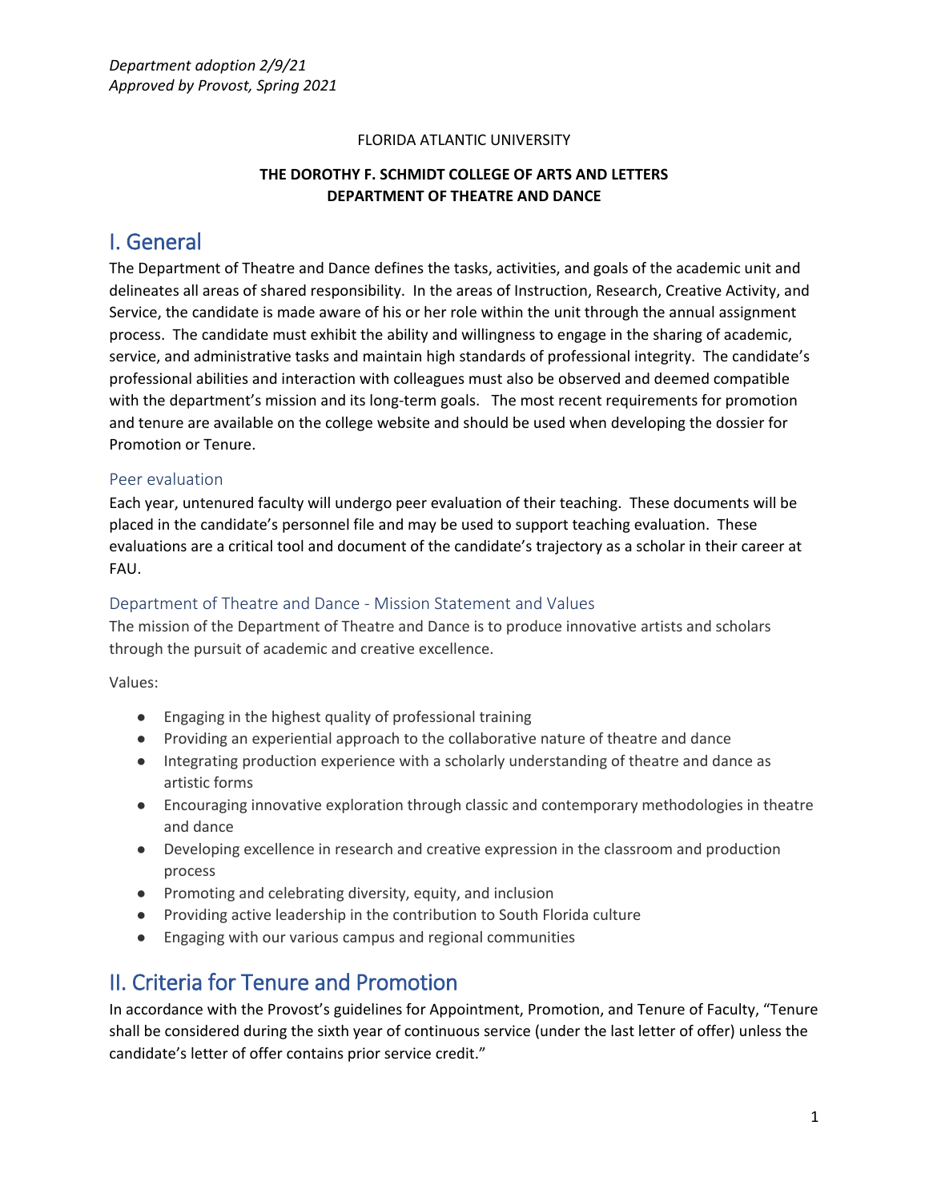*Department adoption 2/9/21*
*Approved by Provost, Spring 2021*

FLORIDA ATLANTIC UNIVERSITY

**THE DOROTHY F. SCHMIDT COLLEGE OF ARTS AND LETTERS**
**DEPARTMENT OF THEATRE AND DANCE**

# I. General

The Department of Theatre and Dance defines the tasks, activities, and goals of the academic unit and delineates all areas of shared responsibility. In the areas of Instruction, Research, Creative Activity, and Service, the candidate is made aware of his or her role within the unit through the annual assignment process. The candidate must exhibit the ability and willingness to engage in the sharing of academic, service, and administrative tasks and maintain high standards of professional integrity. The candidate's professional abilities and interaction with colleagues must also be observed and deemed compatible with the department's mission and its long-term goals. The most recent requirements for promotion and tenure are available on the college website and should be used when developing the dossier for Promotion or Tenure.

## Peer evaluation

Each year, untenured faculty will undergo peer evaluation of their teaching. These documents will be placed in the candidate's personnel file and may be used to support teaching evaluation. These evaluations are a critical tool and document of the candidate's trajectory as a scholar in their career at FAU.

## Department of Theatre and Dance - Mission Statement and Values

The mission of the Department of Theatre and Dance is to produce innovative artists and scholars through the pursuit of academic and creative excellence.

Values:

- Engaging in the highest quality of professional training
- Providing an experiential approach to the collaborative nature of theatre and dance
- Integrating production experience with a scholarly understanding of theatre and dance as artistic forms
- Encouraging innovative exploration through classic and contemporary methodologies in theatre and dance
- Developing excellence in research and creative expression in the classroom and production process
- Promoting and celebrating diversity, equity, and inclusion
- Providing active leadership in the contribution to South Florida culture
- Engaging with our various campus and regional communities

# II. Criteria for Tenure and Promotion

In accordance with the Provost's guidelines for Appointment, Promotion, and Tenure of Faculty, "Tenure shall be considered during the sixth year of continuous service (under the last letter of offer) unless the candidate's letter of offer contains prior service credit."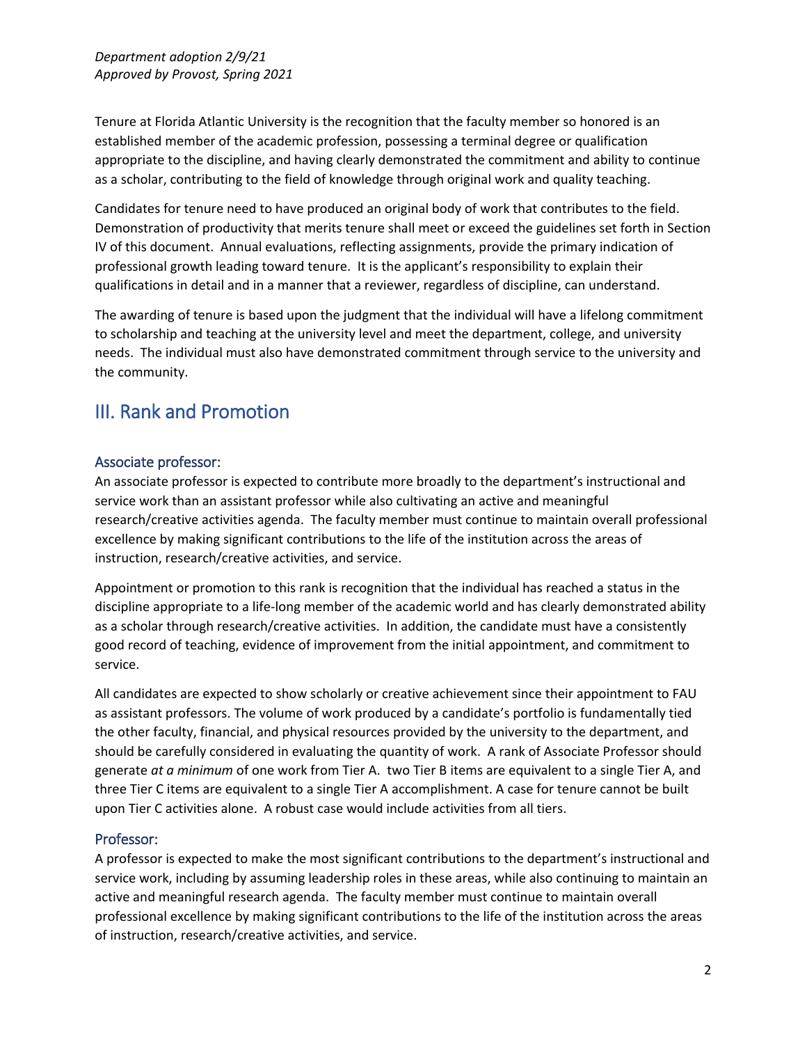*Department adoption 2/9/21*
*Approved by Provost, Spring 2021*

Tenure at Florida Atlantic University is the recognition that the faculty member so honored is an established member of the academic profession, possessing a terminal degree or qualification appropriate to the discipline, and having clearly demonstrated the commitment and ability to continue as a scholar, contributing to the field of knowledge through original work and quality teaching.

Candidates for tenure need to have produced an original body of work that contributes to the field. Demonstration of productivity that merits tenure shall meet or exceed the guidelines set forth in Section IV of this document. Annual evaluations, reflecting assignments, provide the primary indication of professional growth leading toward tenure. It is the applicant's responsibility to explain their qualifications in detail and in a manner that a reviewer, regardless of discipline, can understand.

The awarding of tenure is based upon the judgment that the individual will have a lifelong commitment to scholarship and teaching at the university level and meet the department, college, and university needs. The individual must also have demonstrated commitment through service to the university and the community.

## III. Rank and Promotion

### Associate professor:

An associate professor is expected to contribute more broadly to the department's instructional and service work than an assistant professor while also cultivating an active and meaningful research/creative activities agenda. The faculty member must continue to maintain overall professional excellence by making significant contributions to the life of the institution across the areas of instruction, research/creative activities, and service.

Appointment or promotion to this rank is recognition that the individual has reached a status in the discipline appropriate to a life-long member of the academic world and has clearly demonstrated ability as a scholar through research/creative activities. In addition, the candidate must have a consistently good record of teaching, evidence of improvement from the initial appointment, and commitment to service.

All candidates are expected to show scholarly or creative achievement since their appointment to FAU as assistant professors. The volume of work produced by a candidate's portfolio is fundamentally tied the other faculty, financial, and physical resources provided by the university to the department, and should be carefully considered in evaluating the quantity of work. A rank of Associate Professor should generate *at a minimum* of one work from Tier A. two Tier B items are equivalent to a single Tier A, and three Tier C items are equivalent to a single Tier A accomplishment. A case for tenure cannot be built upon Tier C activities alone. A robust case would include activities from all tiers.

### Professor:

A professor is expected to make the most significant contributions to the department's instructional and service work, including by assuming leadership roles in these areas, while also continuing to maintain an active and meaningful research agenda. The faculty member must continue to maintain overall professional excellence by making significant contributions to the life of the institution across the areas of instruction, research/creative activities, and service.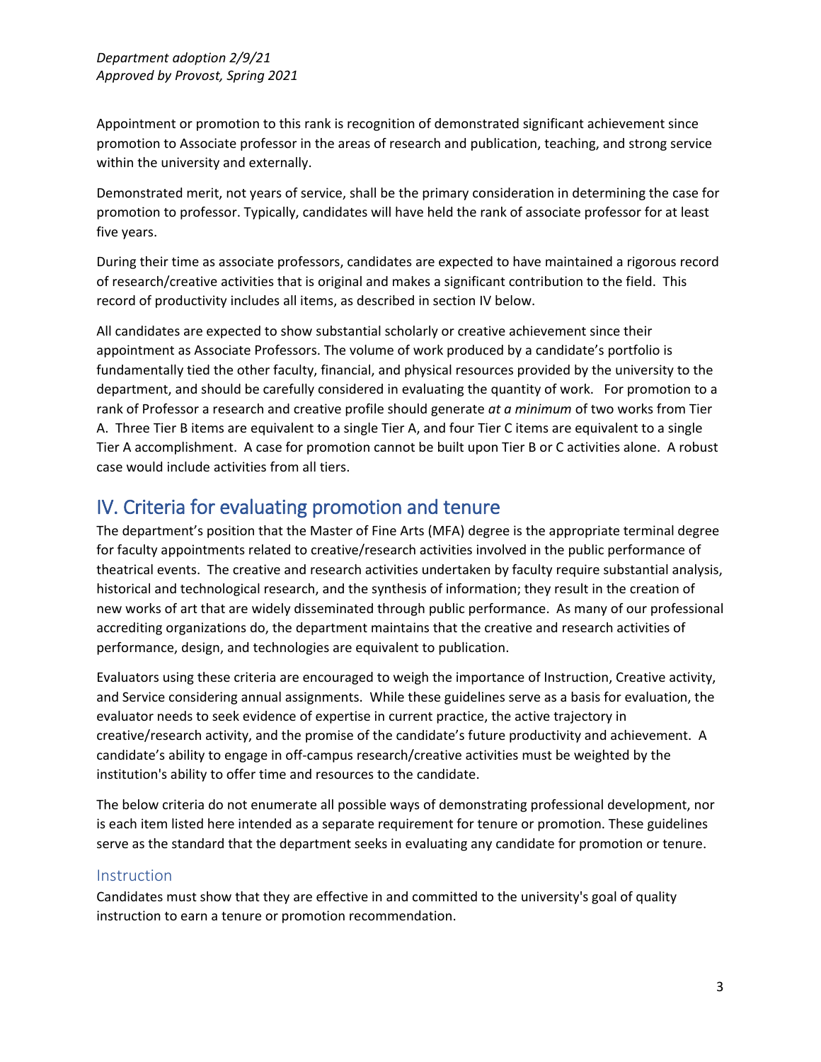Appointment or promotion to this rank is recognition of demonstrated significant achievement since promotion to Associate professor in the areas of research and publication, teaching, and strong service within the university and externally.

Demonstrated merit, not years of service, shall be the primary consideration in determining the case for promotion to professor. Typically, candidates will have held the rank of associate professor for at least five years.

During their time as associate professors, candidates are expected to have maintained a rigorous record of research/creative activities that is original and makes a significant contribution to the field. This record of productivity includes all items, as described in section IV below.

All candidates are expected to show substantial scholarly or creative achievement since their appointment as Associate Professors. The volume of work produced by a candidate's portfolio is fundamentally tied the other faculty, financial, and physical resources provided by the university to the department, and should be carefully considered in evaluating the quantity of work. For promotion to a rank of Professor a research and creative profile should generate *at a minimum* of two works from Tier A. Three Tier B items are equivalent to a single Tier A, and four Tier C items are equivalent to a single Tier A accomplishment. A case for promotion cannot be built upon Tier B or C activities alone. A robust case would include activities from all tiers.

## IV. Criteria for evaluating promotion and tenure

The department's position that the Master of Fine Arts (MFA) degree is the appropriate terminal degree for faculty appointments related to creative/research activities involved in the public performance of theatrical events. The creative and research activities undertaken by faculty require substantial analysis, historical and technological research, and the synthesis of information; they result in the creation of new works of art that are widely disseminated through public performance. As many of our professional accrediting organizations do, the department maintains that the creative and research activities of performance, design, and technologies are equivalent to publication.

Evaluators using these criteria are encouraged to weigh the importance of Instruction, Creative activity, and Service considering annual assignments. While these guidelines serve as a basis for evaluation, the evaluator needs to seek evidence of expertise in current practice, the active trajectory in creative/research activity, and the promise of the candidate's future productivity and achievement. A candidate's ability to engage in off-campus research/creative activities must be weighted by the institution's ability to offer time and resources to the candidate.

The below criteria do not enumerate all possible ways of demonstrating professional development, nor is each item listed here intended as a separate requirement for tenure or promotion. These guidelines serve as the standard that the department seeks in evaluating any candidate for promotion or tenure.

### Instruction

Candidates must show that they are effective in and committed to the university's goal of quality instruction to earn a tenure or promotion recommendation.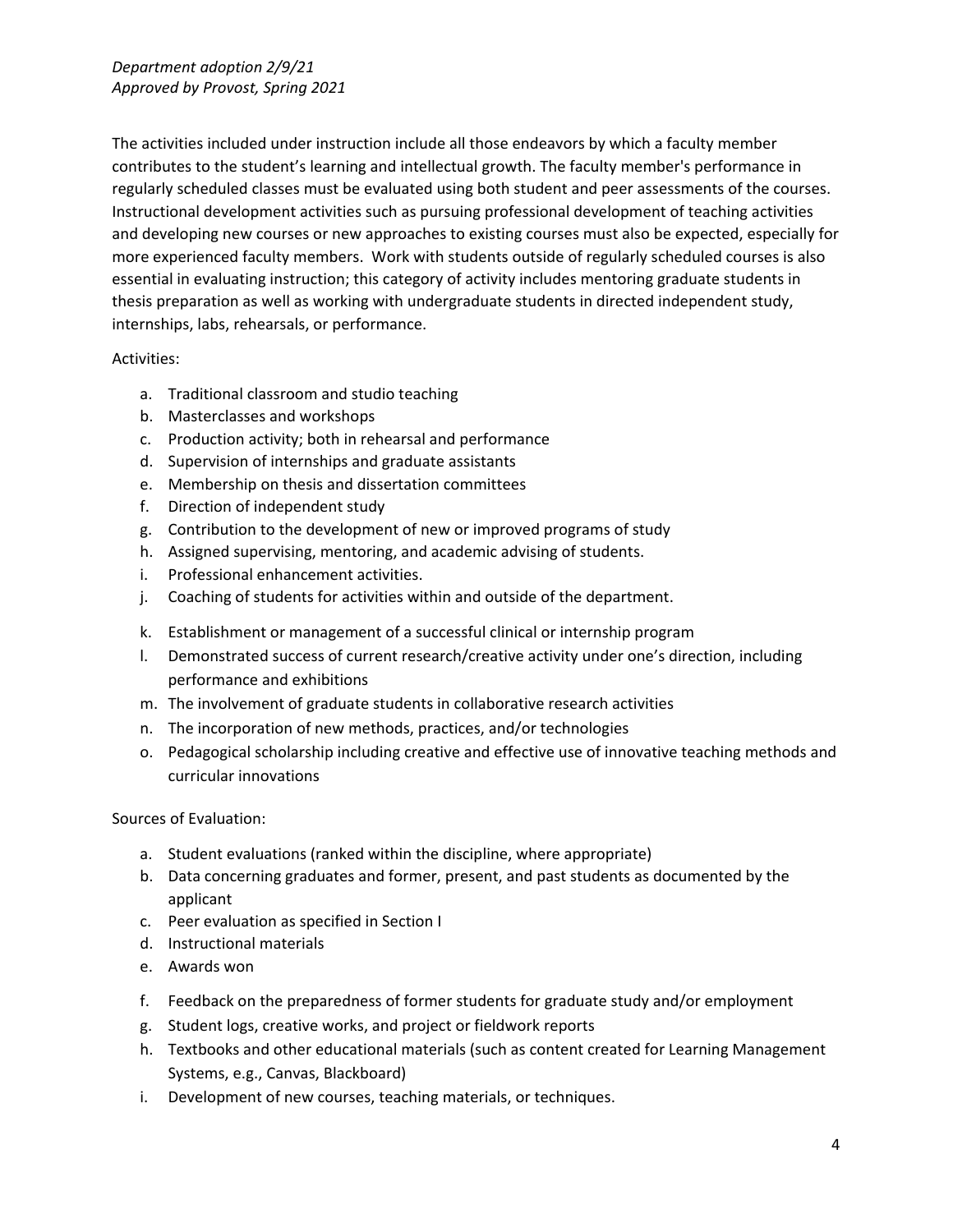*Department adoption 2/9/21*
*Approved by Provost, Spring 2021*

The activities included under instruction include all those endeavors by which a faculty member contributes to the student's learning and intellectual growth. The faculty member's performance in regularly scheduled classes must be evaluated using both student and peer assessments of the courses. Instructional development activities such as pursuing professional development of teaching activities and developing new courses or new approaches to existing courses must also be expected, especially for more experienced faculty members. Work with students outside of regularly scheduled courses is also essential in evaluating instruction; this category of activity includes mentoring graduate students in thesis preparation as well as working with undergraduate students in directed independent study, internships, labs, rehearsals, or performance.

Activities:

a. Traditional classroom and studio teaching
b. Masterclasses and workshops
c. Production activity; both in rehearsal and performance
d. Supervision of internships and graduate assistants
e. Membership on thesis and dissertation committees
f. Direction of independent study
g. Contribution to the development of new or improved programs of study
h. Assigned supervising, mentoring, and academic advising of students.
i. Professional enhancement activities.
j. Coaching of students for activities within and outside of the department.
k. Establishment or management of a successful clinical or internship program
l. Demonstrated success of current research/creative activity under one's direction, including performance and exhibitions
m. The involvement of graduate students in collaborative research activities
n. The incorporation of new methods, practices, and/or technologies
o. Pedagogical scholarship including creative and effective use of innovative teaching methods and curricular innovations

Sources of Evaluation:

a. Student evaluations (ranked within the discipline, where appropriate)
b. Data concerning graduates and former, present, and past students as documented by the applicant
c. Peer evaluation as specified in Section I
d. Instructional materials
e. Awards won
f. Feedback on the preparedness of former students for graduate study and/or employment
g. Student logs, creative works, and project or fieldwork reports
h. Textbooks and other educational materials (such as content created for Learning Management Systems, e.g., Canvas, Blackboard)
i. Development of new courses, teaching materials, or techniques.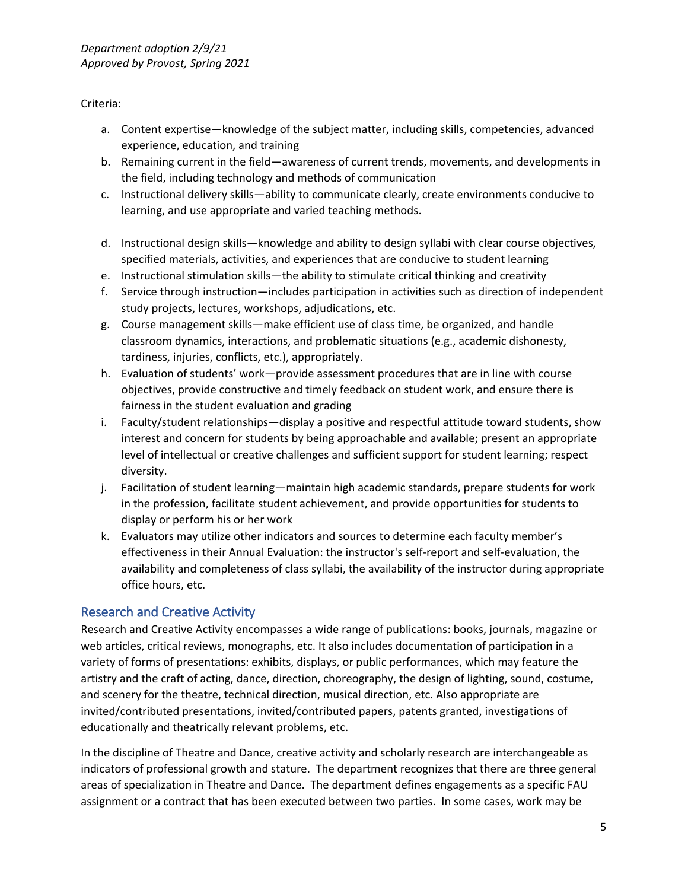Criteria:

a. Content expertise—knowledge of the subject matter, including skills, competencies, advanced experience, education, and training
b. Remaining current in the field—awareness of current trends, movements, and developments in the field, including technology and methods of communication
c. Instructional delivery skills—ability to communicate clearly, create environments conducive to learning, and use appropriate and varied teaching methods.
d. Instructional design skills—knowledge and ability to design syllabi with clear course objectives, specified materials, activities, and experiences that are conducive to student learning
e. Instructional stimulation skills—the ability to stimulate critical thinking and creativity
f. Service through instruction—includes participation in activities such as direction of independent study projects, lectures, workshops, adjudications, etc.
g. Course management skills—make efficient use of class time, be organized, and handle classroom dynamics, interactions, and problematic situations (e.g., academic dishonesty, tardiness, injuries, conflicts, etc.), appropriately.
h. Evaluation of students' work—provide assessment procedures that are in line with course objectives, provide constructive and timely feedback on student work, and ensure there is fairness in the student evaluation and grading
i. Faculty/student relationships—display a positive and respectful attitude toward students, show interest and concern for students by being approachable and available; present an appropriate level of intellectual or creative challenges and sufficient support for student learning; respect diversity.
j. Facilitation of student learning—maintain high academic standards, prepare students for work in the profession, facilitate student achievement, and provide opportunities for students to display or perform his or her work
k. Evaluators may utilize other indicators and sources to determine each faculty member's effectiveness in their Annual Evaluation: the instructor's self-report and self-evaluation, the availability and completeness of class syllabi, the availability of the instructor during appropriate office hours, etc.

## Research and Creative Activity

Research and Creative Activity encompasses a wide range of publications: books, journals, magazine or web articles, critical reviews, monographs, etc. It also includes documentation of participation in a variety of forms of presentations: exhibits, displays, or public performances, which may feature the artistry and the craft of acting, dance, direction, choreography, the design of lighting, sound, costume, and scenery for the theatre, technical direction, musical direction, etc. Also appropriate are invited/contributed presentations, invited/contributed papers, patents granted, investigations of educationally and theatrically relevant problems, etc.

In the discipline of Theatre and Dance, creative activity and scholarly research are interchangeable as indicators of professional growth and stature. The department recognizes that there are three general areas of specialization in Theatre and Dance. The department defines engagements as a specific FAU assignment or a contract that has been executed between two parties. In some cases, work may be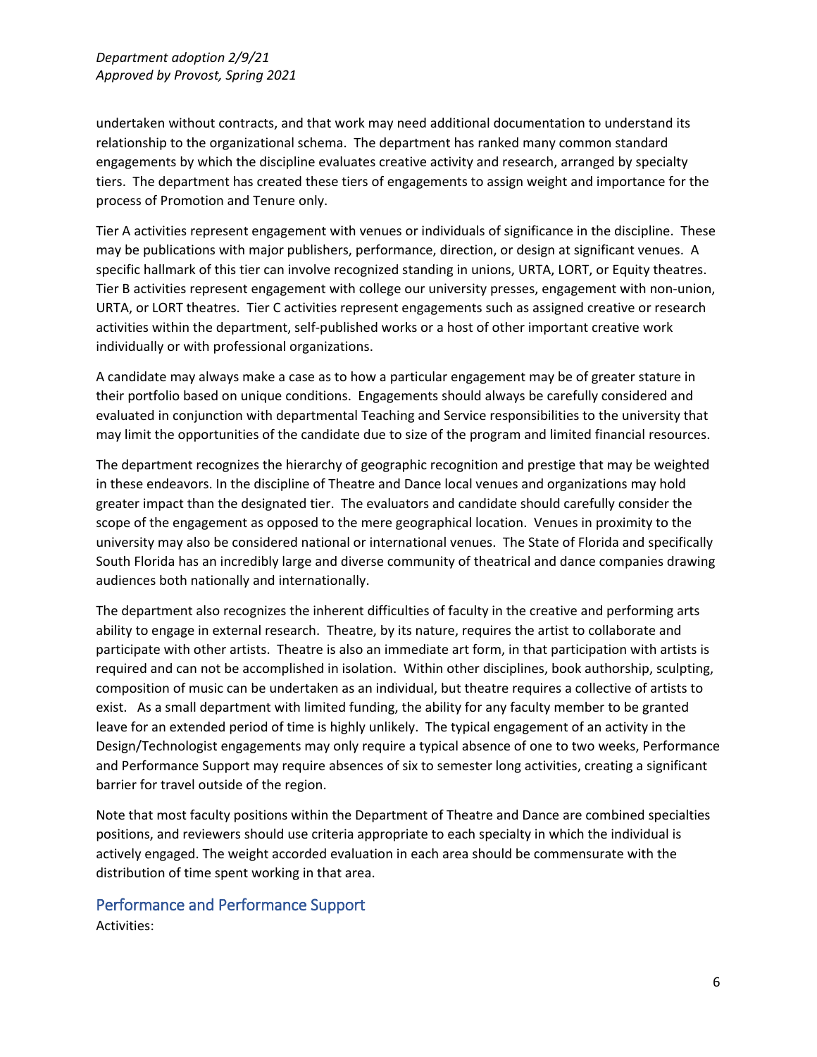undertaken without contracts, and that work may need additional documentation to understand its relationship to the organizational schema. The department has ranked many common standard engagements by which the discipline evaluates creative activity and research, arranged by specialty tiers. The department has created these tiers of engagements to assign weight and importance for the process of Promotion and Tenure only.

Tier A activities represent engagement with venues or individuals of significance in the discipline. These may be publications with major publishers, performance, direction, or design at significant venues. A specific hallmark of this tier can involve recognized standing in unions, URTA, LORT, or Equity theatres. Tier B activities represent engagement with college our university presses, engagement with non-union, URTA, or LORT theatres. Tier C activities represent engagements such as assigned creative or research activities within the department, self-published works or a host of other important creative work individually or with professional organizations.

A candidate may always make a case as to how a particular engagement may be of greater stature in their portfolio based on unique conditions. Engagements should always be carefully considered and evaluated in conjunction with departmental Teaching and Service responsibilities to the university that may limit the opportunities of the candidate due to size of the program and limited financial resources.

The department recognizes the hierarchy of geographic recognition and prestige that may be weighted in these endeavors. In the discipline of Theatre and Dance local venues and organizations may hold greater impact than the designated tier. The evaluators and candidate should carefully consider the scope of the engagement as opposed to the mere geographical location. Venues in proximity to the university may also be considered national or international venues. The State of Florida and specifically South Florida has an incredibly large and diverse community of theatrical and dance companies drawing audiences both nationally and internationally.

The department also recognizes the inherent difficulties of faculty in the creative and performing arts ability to engage in external research. Theatre, by its nature, requires the artist to collaborate and participate with other artists. Theatre is also an immediate art form, in that participation with artists is required and can not be accomplished in isolation. Within other disciplines, book authorship, sculpting, composition of music can be undertaken as an individual, but theatre requires a collective of artists to exist. As a small department with limited funding, the ability for any faculty member to be granted leave for an extended period of time is highly unlikely. The typical engagement of an activity in the Design/Technologist engagements may only require a typical absence of one to two weeks, Performance and Performance Support may require absences of six to semester long activities, creating a significant barrier for travel outside of the region.

Note that most faculty positions within the Department of Theatre and Dance are combined specialties positions, and reviewers should use criteria appropriate to each specialty in which the individual is actively engaged. The weight accorded evaluation in each area should be commensurate with the distribution of time spent working in that area.

## Performance and Performance Support

Activities: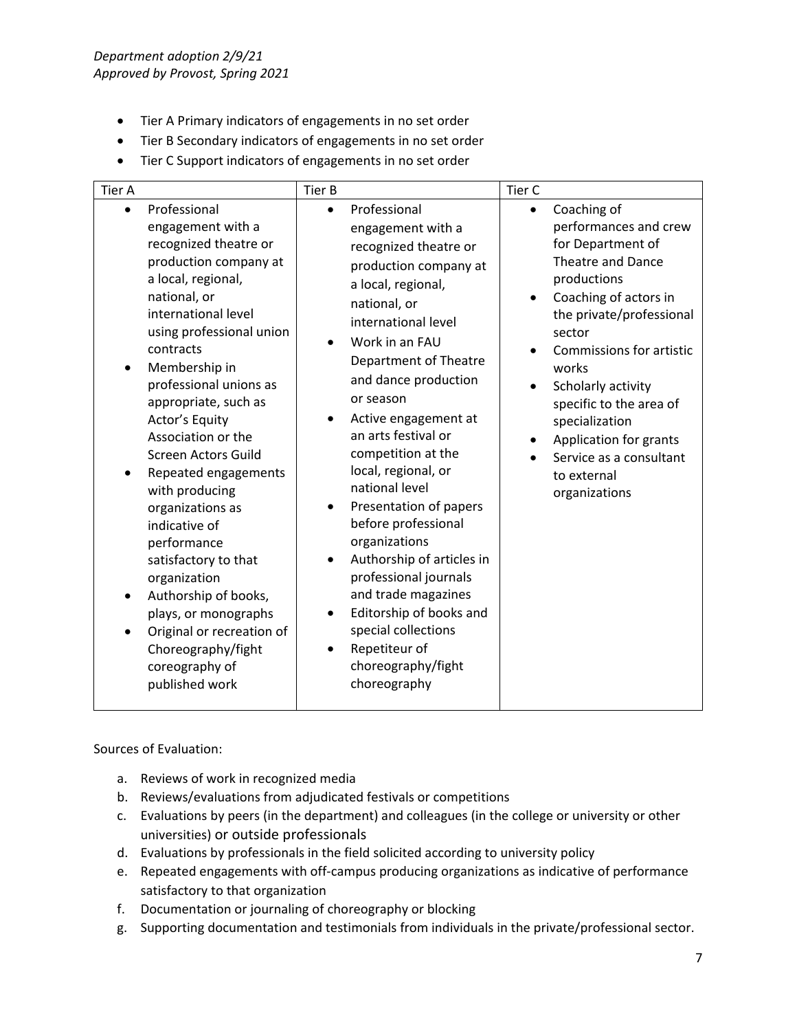*Department adoption 2/9/21*
*Approved by Provost, Spring 2021*

- Tier A Primary indicators of engagements in no set order
- Tier B Secondary indicators of engagements in no set order
- Tier C Support indicators of engagements in no set order

| Tier A | Tier B | Tier C |
|---|---|---|
| • Professional engagement with a recognized theatre or production company at a local, regional, national, or international level using professional union contracts<br>• Membership in professional unions as appropriate, such as Actor's Equity Association or the Screen Actors Guild<br>• Repeated engagements with producing organizations as indicative of performance satisfactory to that organization<br>• Authorship of books, plays, or monographs<br>• Original or recreation of Choreography/fight coreography of published work | • Professional engagement with a recognized theatre or production company at a local, regional, national, or international level<br>• Work in an FAU Department of Theatre and dance production or season<br>• Active engagement at an arts festival or competition at the local, regional, or national level<br>• Presentation of papers before professional organizations<br>• Authorship of articles in professional journals and trade magazines<br>• Editorship of books and special collections<br>• Repetiteur of choreography/fight choreography | • Coaching of performances and crew for Department of Theatre and Dance productions<br>• Coaching of actors in the private/professional sector<br>• Commissions for artistic works<br>• Scholarly activity specific to the area of specialization<br>• Application for grants<br>• Service as a consultant to external organizations |

Sources of Evaluation:

a. Reviews of work in recognized media
b. Reviews/evaluations from adjudicated festivals or competitions
c. Evaluations by peers (in the department) and colleagues (in the college or university or other universities) or outside professionals
d. Evaluations by professionals in the field solicited according to university policy
e. Repeated engagements with off-campus producing organizations as indicative of performance satisfactory to that organization
f. Documentation or journaling of choreography or blocking
g. Supporting documentation and testimonials from individuals in the private/professional sector.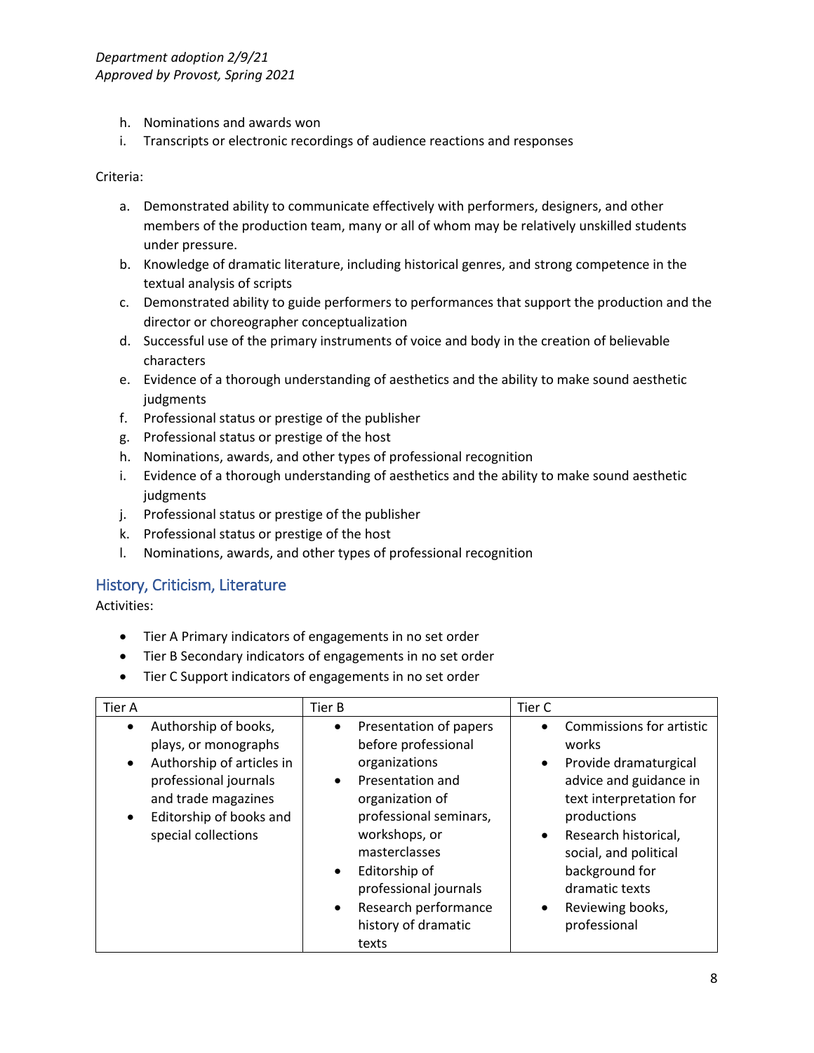h. Nominations and awards won
i. Transcripts or electronic recordings of audience reactions and responses

Criteria:

a. Demonstrated ability to communicate effectively with performers, designers, and other members of the production team, many or all of whom may be relatively unskilled students under pressure.
b. Knowledge of dramatic literature, including historical genres, and strong competence in the textual analysis of scripts
c. Demonstrated ability to guide performers to performances that support the production and the director or choreographer conceptualization
d. Successful use of the primary instruments of voice and body in the creation of believable characters
e. Evidence of a thorough understanding of aesthetics and the ability to make sound aesthetic judgments
f. Professional status or prestige of the publisher
g. Professional status or prestige of the host
h. Nominations, awards, and other types of professional recognition
i. Evidence of a thorough understanding of aesthetics and the ability to make sound aesthetic judgments
j. Professional status or prestige of the publisher
k. Professional status or prestige of the host
l. Nominations, awards, and other types of professional recognition

## History, Criticism, Literature

Activities:

- Tier A Primary indicators of engagements in no set order
- Tier B Secondary indicators of engagements in no set order
- Tier C Support indicators of engagements in no set order

| Tier A | Tier B | Tier C |
|---|---|---|
| • Authorship of books, plays, or monographs<br>• Authorship of articles in professional journals and trade magazines<br>• Editorship of books and special collections | • Presentation of papers before professional organizations<br>• Presentation and organization of professional seminars, workshops, or masterclasses<br>• Editorship of professional journals<br>• Research performance history of dramatic texts | • Commissions for artistic works<br>• Provide dramaturgical advice and guidance in text interpretation for productions<br>• Research historical, social, and political background for dramatic texts<br>• Reviewing books, professional |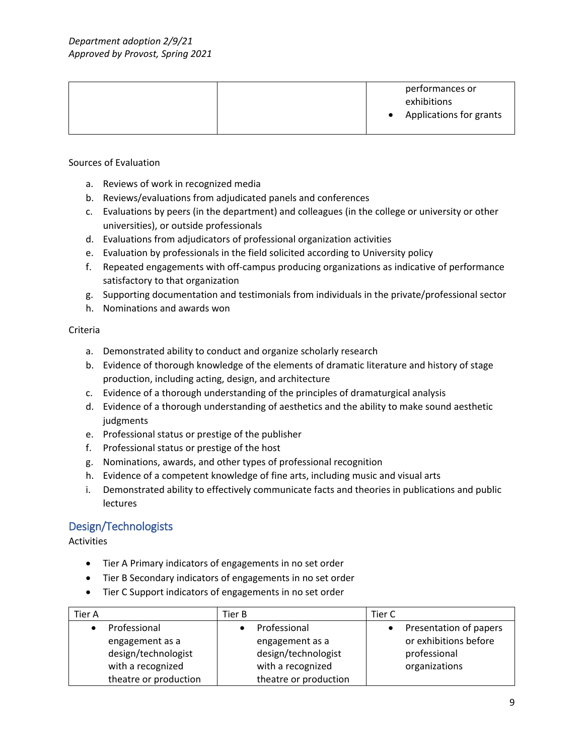*Department adoption 2/9/21*
*Approved by Provost, Spring 2021*

| | | |
|---|---|---|
| | | performances or exhibitions<br>• Applications for grants |

Sources of Evaluation

a. Reviews of work in recognized media
b. Reviews/evaluations from adjudicated panels and conferences
c. Evaluations by peers (in the department) and colleagues (in the college or university or other universities), or outside professionals
d. Evaluations from adjudicators of professional organization activities
e. Evaluation by professionals in the field solicited according to University policy
f. Repeated engagements with off-campus producing organizations as indicative of performance satisfactory to that organization
g. Supporting documentation and testimonials from individuals in the private/professional sector
h. Nominations and awards won

Criteria

a. Demonstrated ability to conduct and organize scholarly research
b. Evidence of thorough knowledge of the elements of dramatic literature and history of stage production, including acting, design, and architecture
c. Evidence of a thorough understanding of the principles of dramaturgical analysis
d. Evidence of a thorough understanding of aesthetics and the ability to make sound aesthetic judgments
e. Professional status or prestige of the publisher
f. Professional status or prestige of the host
g. Nominations, awards, and other types of professional recognition
h. Evidence of a competent knowledge of fine arts, including music and visual arts
i. Demonstrated ability to effectively communicate facts and theories in publications and public lectures

## Design/Technologists

Activities

- Tier A Primary indicators of engagements in no set order
- Tier B Secondary indicators of engagements in no set order
- Tier C Support indicators of engagements in no set order

| Tier A | Tier B | Tier C |
|---|---|---|
| • Professional engagement as a design/technologist with a recognized theatre or production | • Professional engagement as a design/technologist with a recognized theatre or production | • Presentation of papers or exhibitions before professional organizations |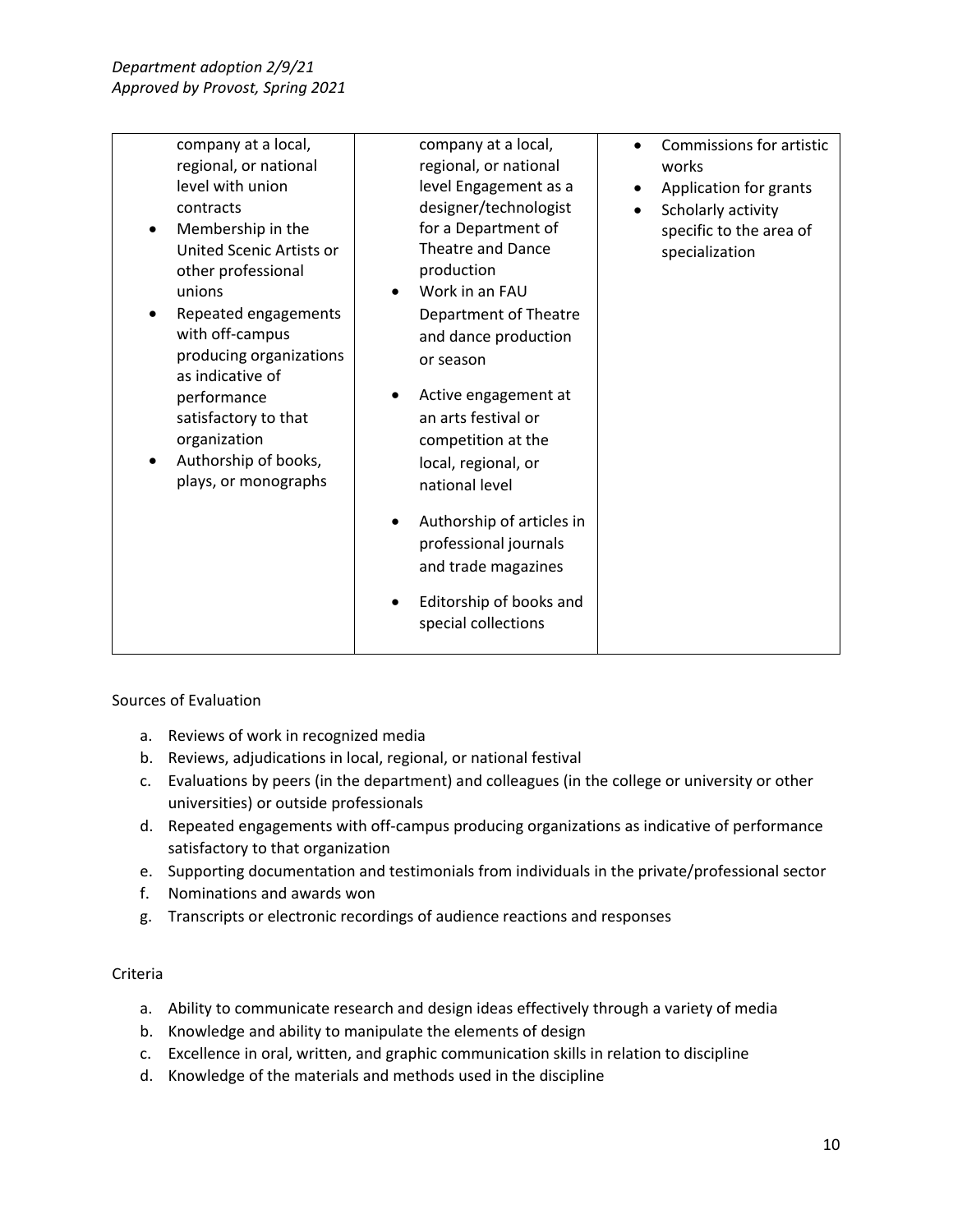| | | |
|---|---|---|
| company at a local, regional, or national level with union contracts<br>• Membership in the United Scenic Artists or other professional unions<br>• Repeated engagements with off-campus producing organizations as indicative of performance satisfactory to that organization<br>• Authorship of books, plays, or monographs | company at a local, regional, or national level Engagement as a designer/technologist for a Department of Theatre and Dance production<br>• Work in an FAU Department of Theatre and dance production or season<br>• Active engagement at an arts festival or competition at the local, regional, or national level<br>• Authorship of articles in professional journals and trade magazines<br>• Editorship of books and special collections | • Commissions for artistic works<br>• Application for grants<br>• Scholarly activity specific to the area of specialization |

Sources of Evaluation

a. Reviews of work in recognized media
b. Reviews, adjudications in local, regional, or national festival
c. Evaluations by peers (in the department) and colleagues (in the college or university or other universities) or outside professionals
d. Repeated engagements with off-campus producing organizations as indicative of performance satisfactory to that organization
e. Supporting documentation and testimonials from individuals in the private/professional sector
f. Nominations and awards won
g. Transcripts or electronic recordings of audience reactions and responses

Criteria

a. Ability to communicate research and design ideas effectively through a variety of media
b. Knowledge and ability to manipulate the elements of design
c. Excellence in oral, written, and graphic communication skills in relation to discipline
d. Knowledge of the materials and methods used in the discipline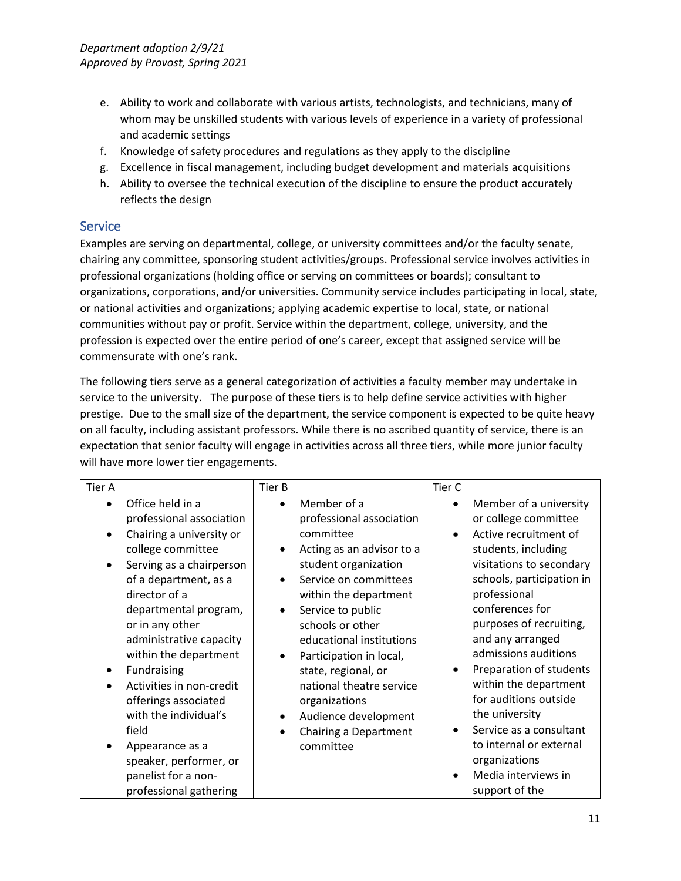- e. Ability to work and collaborate with various artists, technologists, and technicians, many of whom may be unskilled students with various levels of experience in a variety of professional and academic settings
- f. Knowledge of safety procedures and regulations as they apply to the discipline
- g. Excellence in fiscal management, including budget development and materials acquisitions
- h. Ability to oversee the technical execution of the discipline to ensure the product accurately reflects the design

## Service

Examples are serving on departmental, college, or university committees and/or the faculty senate, chairing any committee, sponsoring student activities/groups. Professional service involves activities in professional organizations (holding office or serving on committees or boards); consultant to organizations, corporations, and/or universities. Community service includes participating in local, state, or national activities and organizations; applying academic expertise to local, state, or national communities without pay or profit. Service within the department, college, university, and the profession is expected over the entire period of one's career, except that assigned service will be commensurate with one's rank.

The following tiers serve as a general categorization of activities a faculty member may undertake in service to the university. The purpose of these tiers is to help define service activities with higher prestige. Due to the small size of the department, the service component is expected to be quite heavy on all faculty, including assistant professors. While there is no ascribed quantity of service, there is an expectation that senior faculty will engage in activities across all three tiers, while more junior faculty will have more lower tier engagements.

| Tier A | Tier B | Tier C |
|---|---|---|
| • Office held in a professional association<br>• Chairing a university or college committee<br>• Serving as a chairperson of a department, as a director of a departmental program, or in any other administrative capacity within the department<br>• Fundraising<br>• Activities in non-credit offerings associated with the individual's field<br>• Appearance as a speaker, performer, or panelist for a non-professional gathering | • Member of a professional association committee<br>• Acting as an advisor to a student organization<br>• Service on committees within the department<br>• Service to public schools or other educational institutions<br>• Participation in local, state, regional, or national theatre service organizations<br>• Audience development<br>• Chairing a Department committee | • Member of a university or college committee<br>• Active recruitment of students, including visitations to secondary schools, participation in professional conferences for purposes of recruiting, and any arranged admissions auditions<br>• Preparation of students within the department for auditions outside the university<br>• Service as a consultant to internal or external organizations<br>• Media interviews in support of the |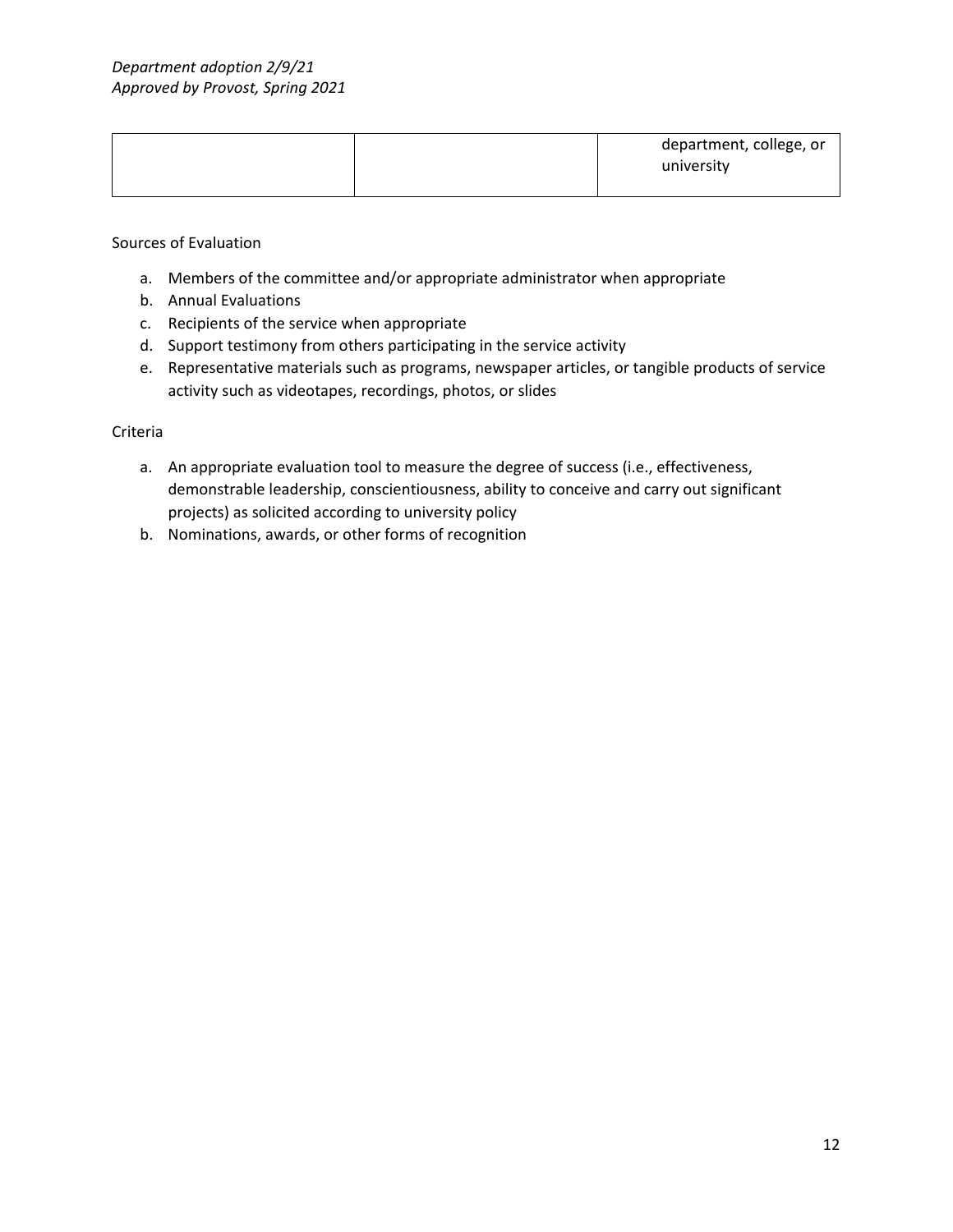| | | |
|---|---|---|
| | | department, college, or university |

Sources of Evaluation

a. Members of the committee and/or appropriate administrator when appropriate
b. Annual Evaluations
c. Recipients of the service when appropriate
d. Support testimony from others participating in the service activity
e. Representative materials such as programs, newspaper articles, or tangible products of service activity such as videotapes, recordings, photos, or slides

Criteria

a. An appropriate evaluation tool to measure the degree of success (i.e., effectiveness, demonstrable leadership, conscientiousness, ability to conceive and carry out significant projects) as solicited according to university policy
b. Nominations, awards, or other forms of recognition